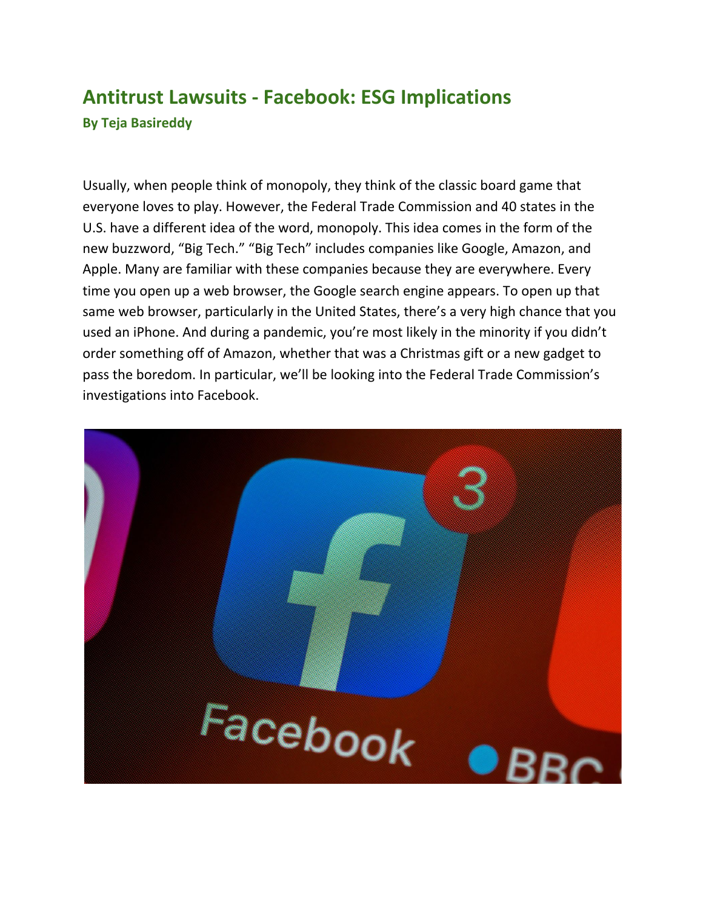# Antitrust Lawsuits - Facebook: ESG Implications

**By Teja Basireddy**

Usually, when people think of monopoly, they think of the classic board game that everyone loves to play. However, the Federal Trade Commission and 40 states in the U.S. have a different idea of the word, monopoly. This idea comes in the form of the new buzzword, "Big Tech." "Big Tech" includes companies like Google, Amazon, and Apple. Many are familiar with these companies because they are everywhere. Every time you open up a web browser, the Google search engine appears. To open up that same web browser, particularly in the United States, there's a very high chance that you used an iPhone. And during a pandemic, you're most likely in the minority if you didn't order something off of Amazon, whether that was a Christmas gift or a new gadget to pass the boredom. In particular, we'll be looking into the Federal Trade Commission's investigations into Facebook.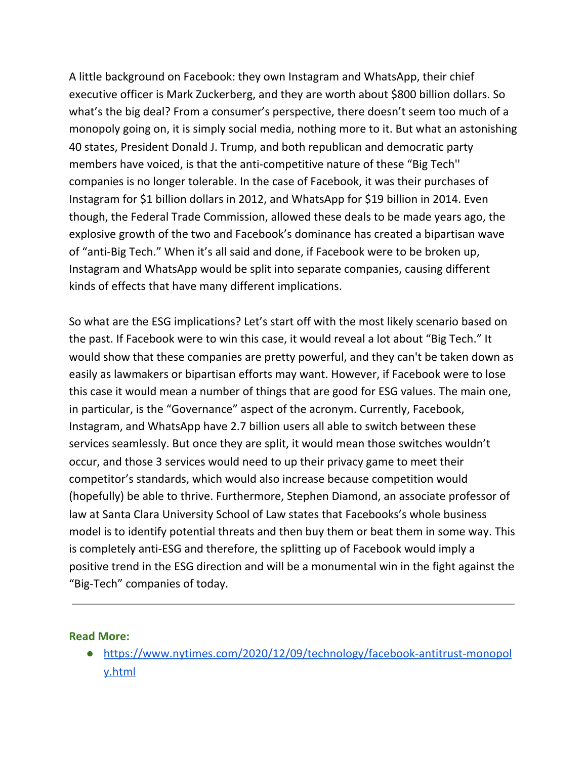A little background on Facebook: they own Instagram and WhatsApp, their chief executive officer is Mark Zuckerberg, and they are worth about $800 billion dollars. So what's the big deal? From a consumer's perspective, there doesn't seem too much of a monopoly going on, it is simply social media, nothing more to it. But what an astonishing 40 states, President Donald J. Trump, and both republican and democratic party members have voiced, is that the anti-competitive nature of these "Big Tech'' companies is no longer tolerable. In the case of Facebook, it was their purchases of Instagram for $1 billion dollars in 2012, and WhatsApp for $19 billion in 2014. Even though, the Federal Trade Commission, allowed these deals to be made years ago, the explosive growth of the two and Facebook's dominance has created a bipartisan wave of "anti-Big Tech." When it's all said and done, if Facebook were to be broken up, Instagram and WhatsApp would be split into separate companies, causing different kinds of effects that have many different implications.

So what are the ESG implications? Let's start off with the most likely scenario based on the past. If Facebook were to win this case, it would reveal a lot about "Big Tech." It would show that these companies are pretty powerful, and they can't be taken down as easily as lawmakers or bipartisan efforts may want. However, if Facebook were to lose this case it would mean a number of things that are good for ESG values. The main one, in particular, is the "Governance" aspect of the acronym. Currently, Facebook, Instagram, and WhatsApp have 2.7 billion users all able to switch between these services seamlessly. But once they are split, it would mean those switches wouldn't occur, and those 3 services would need to up their privacy game to meet their competitor's standards, which would also increase because competition would (hopefully) be able to thrive. Furthermore, Stephen Diamond, an associate professor of law at Santa Clara University School of Law states that Facebooks's whole business model is to identify potential threats and then buy them or beat them in some way. This is completely anti-ESG and therefore, the splitting up of Facebook would imply a positive trend in the ESG direction and will be a monumental win in the fight against the "Big-Tech" companies of today.

---

**Read More:**

- https://www.nytimes.com/2020/12/09/technology/facebook-antitrust-monopoly.html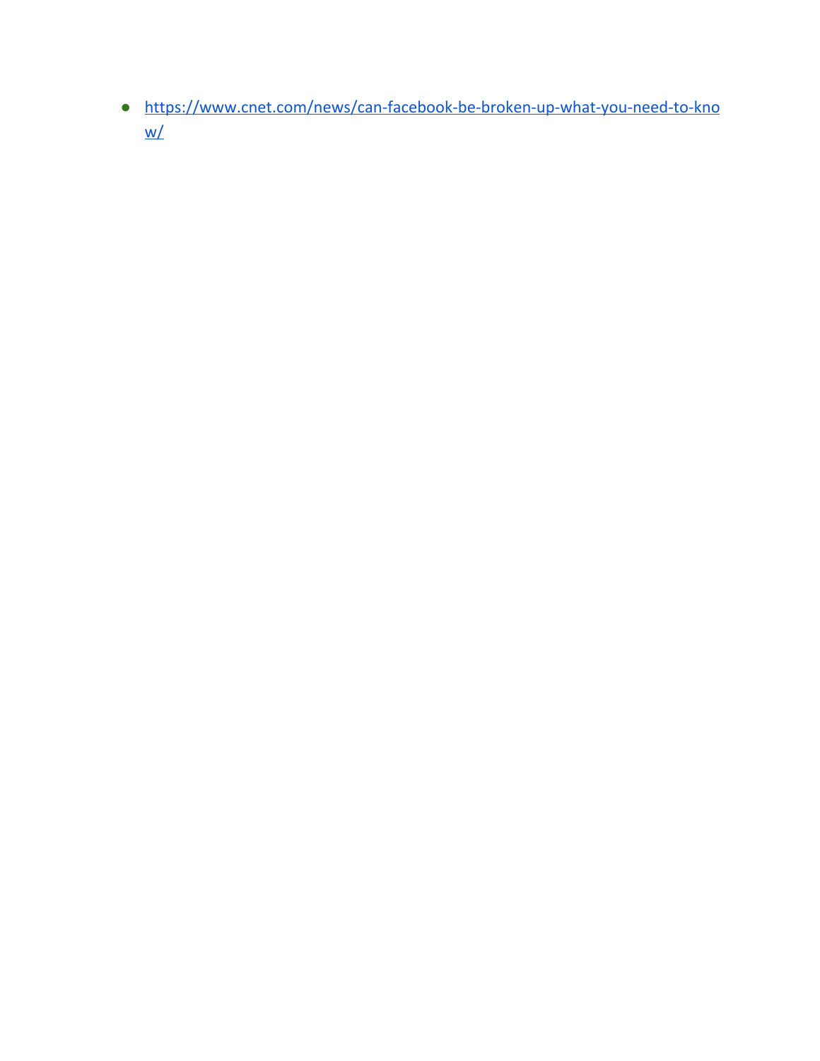- https://www.cnet.com/news/can-facebook-be-broken-up-what-you-need-to-know/